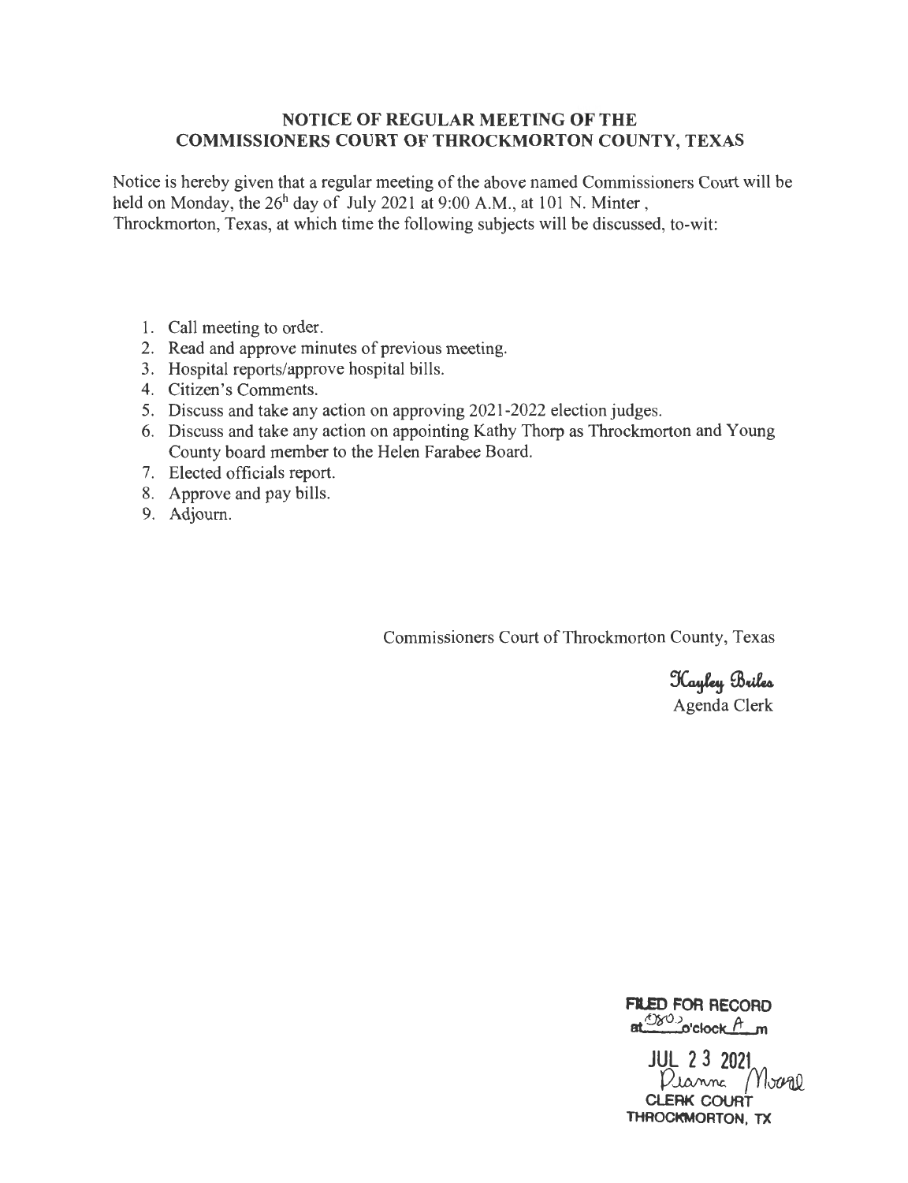# NOTICE OF REGULAR MEETING OF THE COMMISSIONERS COURT OF THROCKMORTON COUNTY, TEXAS

Notice is hereby given that a regular meeting of the above named Commissioners Court will be held on Monday, the 26h day of July 2021 at 9:00 A.M., at 101 N. Minter, Throckmorton, Texas, at which time the following subjects will be discussed, to-wit:

1. Call meeting to order.
2. Read and approve minutes of previous meeting.
3. Hospital reports/approve hospital bills.
4. Citizen's Comments.
5. Discuss and take any action on approving 2021-2022 election judges.
6. Discuss and take any action on appointing Kathy Thorp as Throckmorton and Young County board member to the Helen Farabee Board.
7. Elected officials report.
8. Approve and pay bills.
9. Adjourn.

Commissioners Court of Throckmorton County, Texas

*Kayley Briles*
Agenda Clerk

**FILED FOR RECORD**
at 0800 o'clock A m

JUL 23 2021
Dianna Moore
CLERK COURT
THROCKMORTON, TX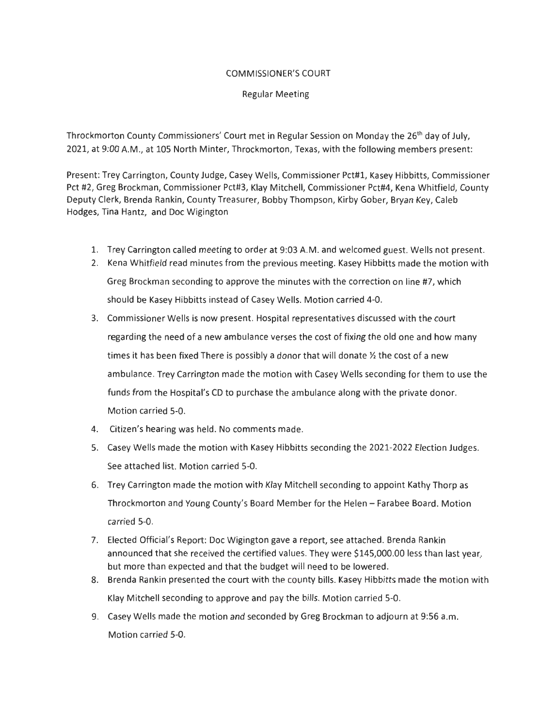# COMMISSIONER'S COURT

## Regular Meeting

Throckmorton County Commissioners' Court met in Regular Session on Monday the 26th day of July, 2021, at 9:00 A.M., at 105 North Minter, Throckmorton, Texas, with the following members present:

Present: Trey Carrington, County Judge, Casey Wells, Commissioner Pct#1, Kasey Hibbitts, Commissioner Pct #2, Greg Brockman, Commissioner Pct#3, Klay Mitchell, Commissioner Pct#4, Kena Whitfield, County Deputy Clerk, Brenda Rankin, County Treasurer, Bobby Thompson, Kirby Gober, Bryan Key, Caleb Hodges, Tina Hantz, and Doc Wigington

1. Trey Carrington called meeting to order at 9:03 A.M. and welcomed guest. Wells not present.
2. Kena Whitfield read minutes from the previous meeting. Kasey Hibbitts made the motion with Greg Brockman seconding to approve the minutes with the correction on line #7, which should be Kasey Hibbitts instead of Casey Wells. Motion carried 4-0.
3. Commissioner Wells is now present. Hospital representatives discussed with the court regarding the need of a new ambulance verses the cost of fixing the old one and how many times it has been fixed There is possibly a donor that will donate ½ the cost of a new ambulance. Trey Carrington made the motion with Casey Wells seconding for them to use the funds from the Hospital's CD to purchase the ambulance along with the private donor. Motion carried 5-0.
4. Citizen's hearing was held. No comments made.
5. Casey Wells made the motion with Kasey Hibbitts seconding the 2021-2022 Election Judges. See attached list. Motion carried 5-0.
6. Trey Carrington made the motion with Klay Mitchell seconding to appoint Kathy Thorp as Throckmorton and Young County's Board Member for the Helen – Farabee Board. Motion carried 5-0.
7. Elected Official's Report: Doc Wigington gave a report, see attached. Brenda Rankin announced that she received the certified values. They were $145,000.00 less than last year, but more than expected and that the budget will need to be lowered.
8. Brenda Rankin presented the court with the county bills. Kasey Hibbitts made the motion with Klay Mitchell seconding to approve and pay the bills. Motion carried 5-0.
9. Casey Wells made the motion and seconded by Greg Brockman to adjourn at 9:56 a.m. Motion carried 5-0.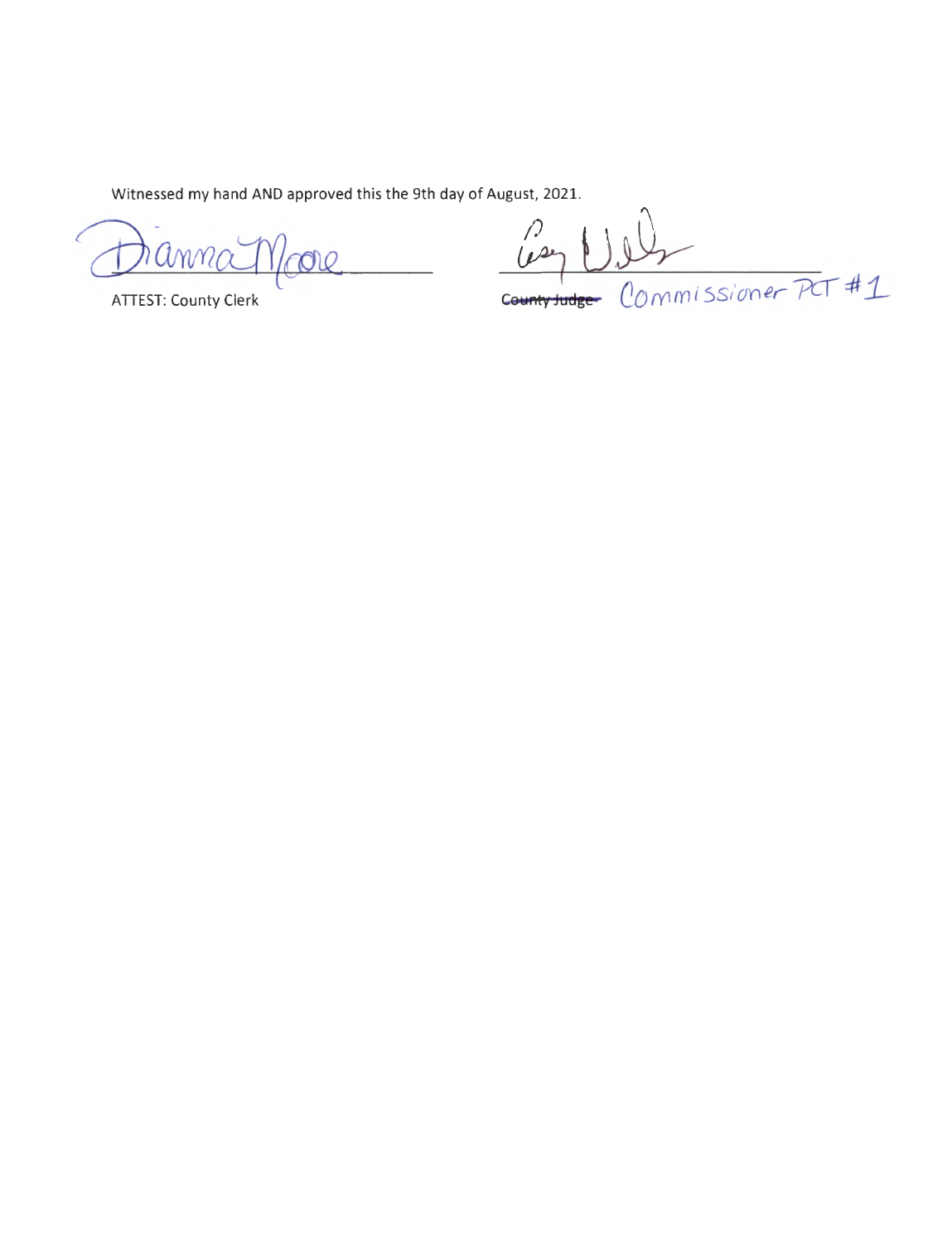Witnessed my hand AND approved this the 9th day of August, 2021.

Dianna Moore

ATTEST: County Clerk

~~County Judge~~ Commissioner PCT #1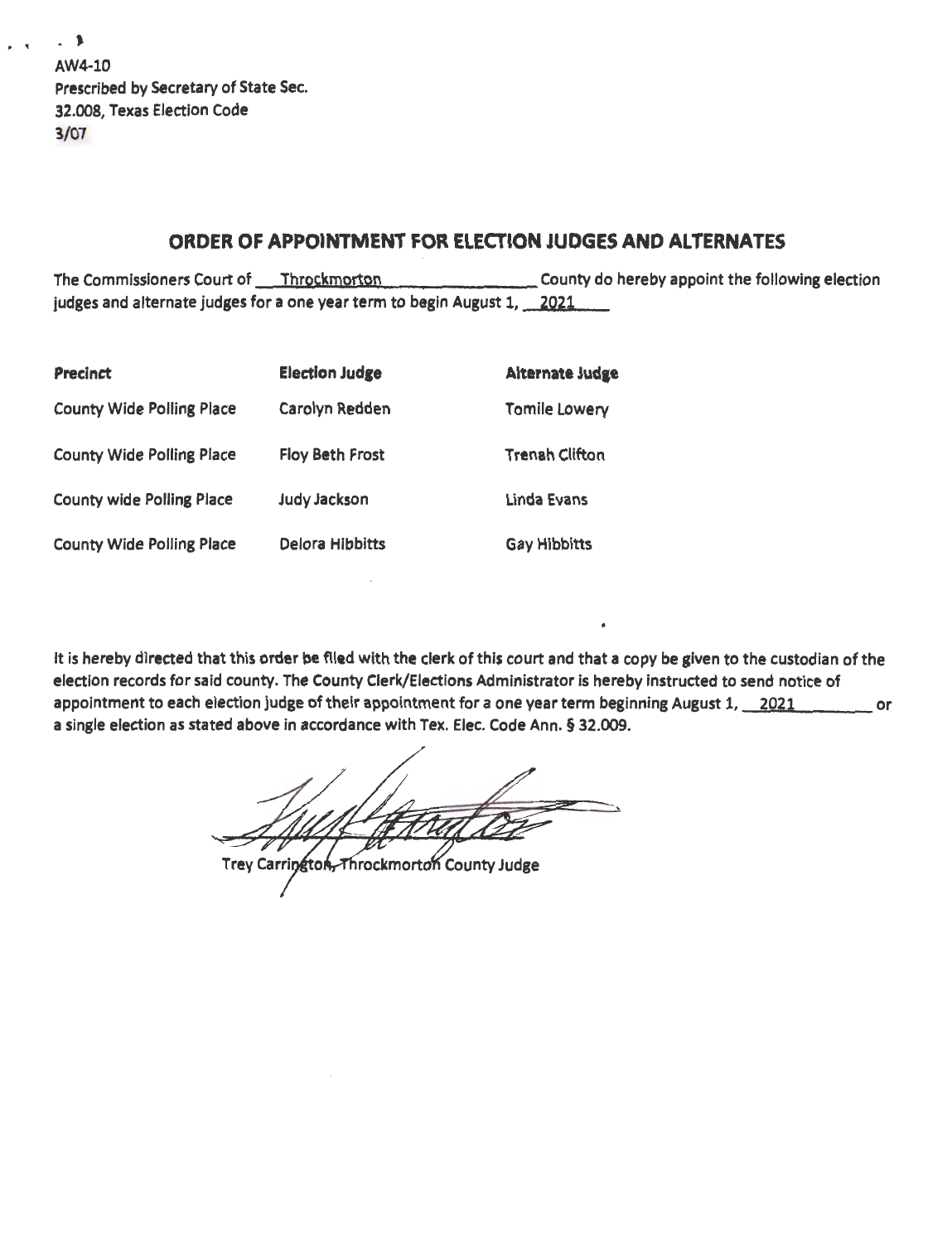AW4-10
Prescribed by Secretary of State Sec. 32.008, Texas Election Code
3/07

## ORDER OF APPOINTMENT FOR ELECTION JUDGES AND ALTERNATES

The Commissioners Court of Throckmorton County do hereby appoint the following election judges and alternate judges for a one year term to begin August 1, 2021

| Precinct | Election Judge | Alternate Judge |
|---|---|---|
| County Wide Polling Place | Carolyn Redden | Tomile Lowery |
| County Wide Polling Place | Floy Beth Frost | Trenah Clifton |
| County wide Polling Place | Judy Jackson | Linda Evans |
| County Wide Polling Place | Delora Hibbitts | Gay Hibbitts |

It is hereby directed that this order be filed with the clerk of this court and that a copy be given to the custodian of the election records for said county. The County Clerk/Elections Administrator is hereby instructed to send notice of appointment to each election judge of their appointment for a one year term beginning August 1, 2021 or a single election as stated above in accordance with Tex. Elec. Code Ann. § 32.009.

Trey Carrington, Throckmorton County Judge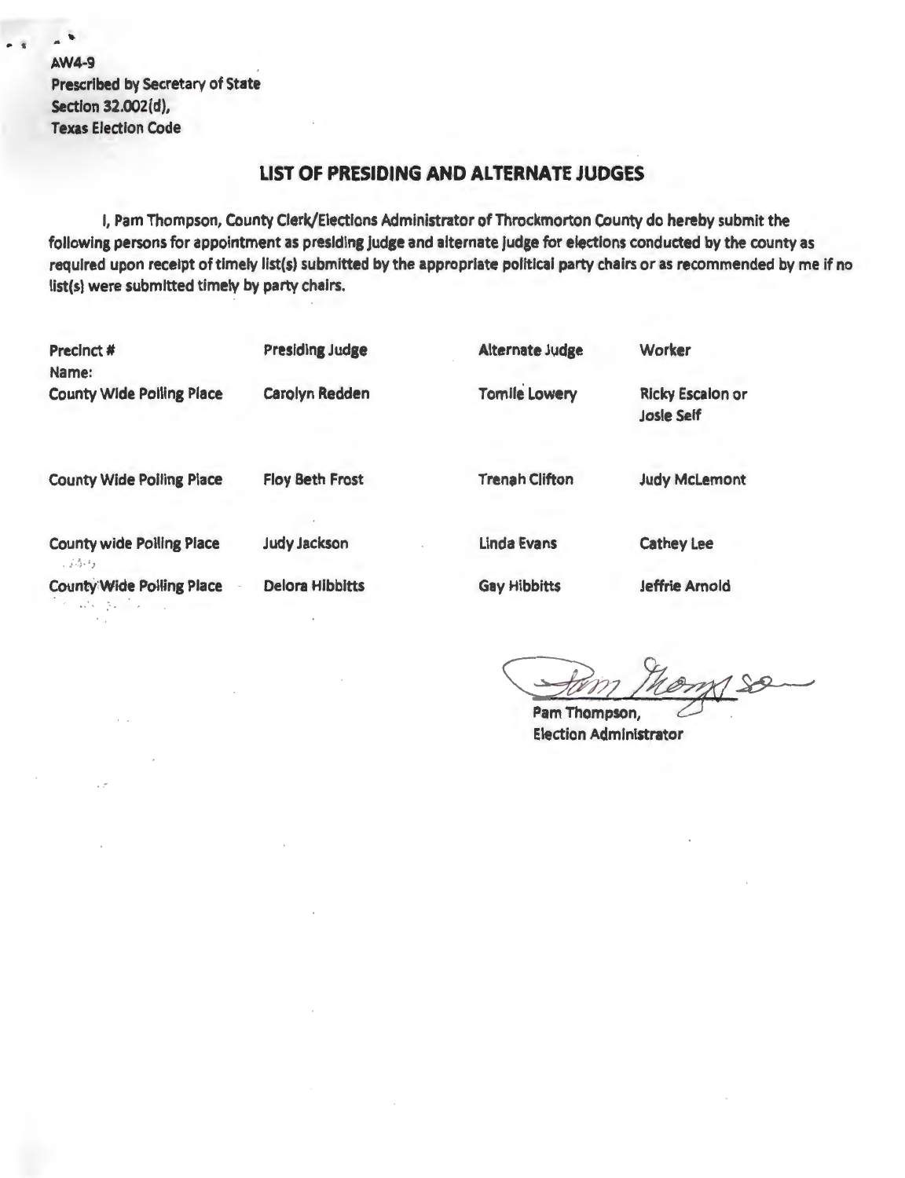AW4-9
Prescribed by Secretary of State
Section 32.002(d),
Texas Election Code

## LIST OF PRESIDING AND ALTERNATE JUDGES

I, Pam Thompson, County Clerk/Elections Administrator of Throckmorton County do hereby submit the following persons for appointment as presiding judge and alternate judge for elections conducted by the county as required upon receipt of timely list(s) submitted by the appropriate political party chairs or as recommended by me if no list(s) were submitted timely by party chairs.

| Precinct # Name: | Presiding Judge | Alternate Judge | Worker |
|---|---|---|---|
| County Wide Polling Place | Carolyn Redden | Tomile Lowery | Ricky Escalon or Josie Self |
| County Wide Polling Place | Floy Beth Frost | Trenah Clifton | Judy McLemont |
| County wide Polling Place | Judy Jackson | Linda Evans | Cathey Lee |
| County Wide Polling Place | Delora Hibbitts | Gay Hibbitts | Jeffrie Arnold |

Pam Thompson,
Election Administrator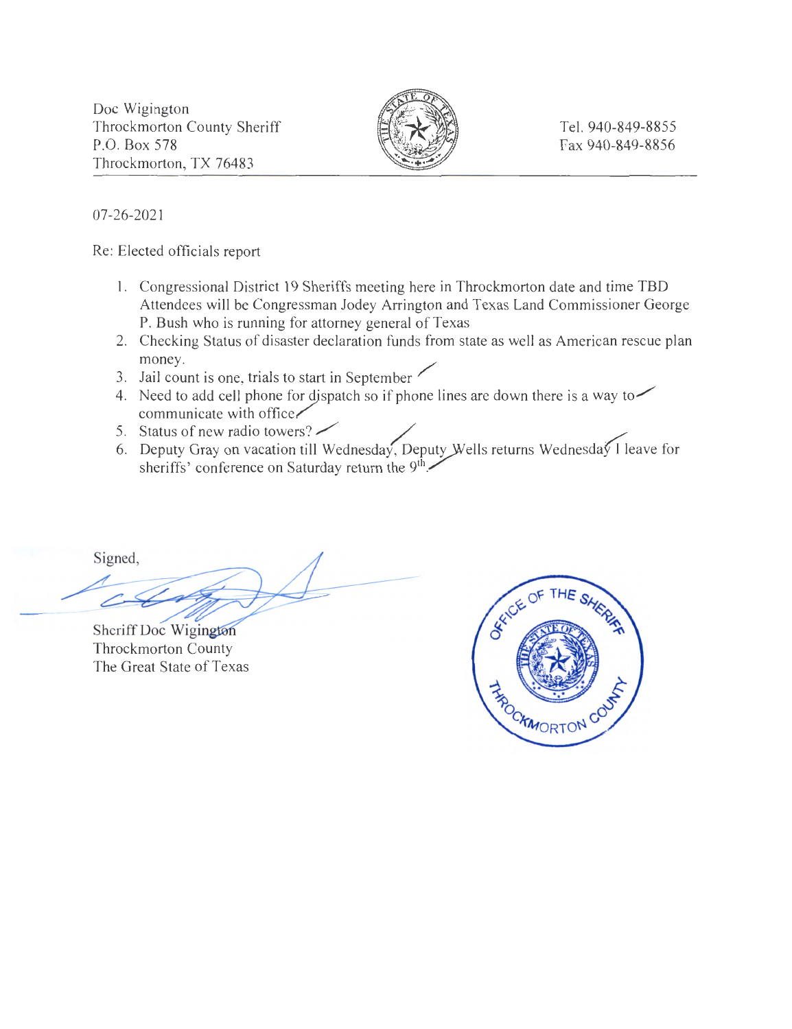Doc Wigington
Throckmorton County Sheriff
P.O. Box 578
Throckmorton, TX 76483

Tel. 940-849-8855
Fax 940-849-8856

07-26-2021

Re: Elected officials report

1. Congressional District 19 Sheriffs meeting here in Throckmorton date and time TBD Attendees will be Congressman Jodey Arrington and Texas Land Commissioner George P. Bush who is running for attorney general of Texas
2. Checking Status of disaster declaration funds from state as well as American rescue plan money.
3. Jail count is one, trials to start in September
4. Need to add cell phone for dispatch so if phone lines are down there is a way to communicate with office
5. Status of new radio towers?
6. Deputy Gray on vacation till Wednesday, Deputy Wells returns Wednesday I leave for sheriffs' conference on Saturday return the 9th.

Signed,

Sheriff Doc Wigington
Throckmorton County
The Great State of Texas

OFFICE OF THE SHERIFF
THROCKMORTON COUNTY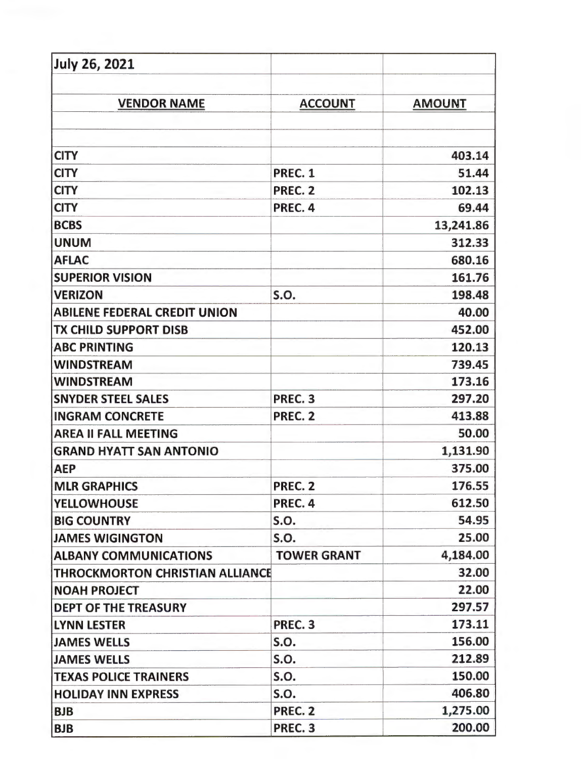July 26, 2021

| VENDOR NAME | ACCOUNT | AMOUNT |
|---|---|---|
| CITY | | 403.14 |
| CITY | PREC. 1 | 51.44 |
| CITY | PREC. 2 | 102.13 |
| CITY | PREC. 4 | 69.44 |
| BCBS | | 13,241.86 |
| UNUM | | 312.33 |
| AFLAC | | 680.16 |
| SUPERIOR VISION | | 161.76 |
| VERIZON | S.O. | 198.48 |
| ABILENE FEDERAL CREDIT UNION | | 40.00 |
| TX CHILD SUPPORT DISB | | 452.00 |
| ABC PRINTING | | 120.13 |
| WINDSTREAM | | 739.45 |
| WINDSTREAM | | 173.16 |
| SNYDER STEEL SALES | PREC. 3 | 297.20 |
| INGRAM CONCRETE | PREC. 2 | 413.88 |
| AREA II FALL MEETING | | 50.00 |
| GRAND HYATT SAN ANTONIO | | 1,131.90 |
| AEP | | 375.00 |
| MLR GRAPHICS | PREC. 2 | 176.55 |
| YELLOWHOUSE | PREC. 4 | 612.50 |
| BIG COUNTRY | S.O. | 54.95 |
| JAMES WIGINGTON | S.O. | 25.00 |
| ALBANY COMMUNICATIONS | TOWER GRANT | 4,184.00 |
| THROCKMORTON CHRISTIAN ALLIANCE | | 32.00 |
| NOAH PROJECT | | 22.00 |
| DEPT OF THE TREASURY | | 297.57 |
| LYNN LESTER | PREC. 3 | 173.11 |
| JAMES WELLS | S.O. | 156.00 |
| JAMES WELLS | S.O. | 212.89 |
| TEXAS POLICE TRAINERS | S.O. | 150.00 |
| HOLIDAY INN EXPRESS | S.O. | 406.80 |
| BJB | PREC. 2 | 1,275.00 |
| BJB | PREC. 3 | 200.00 |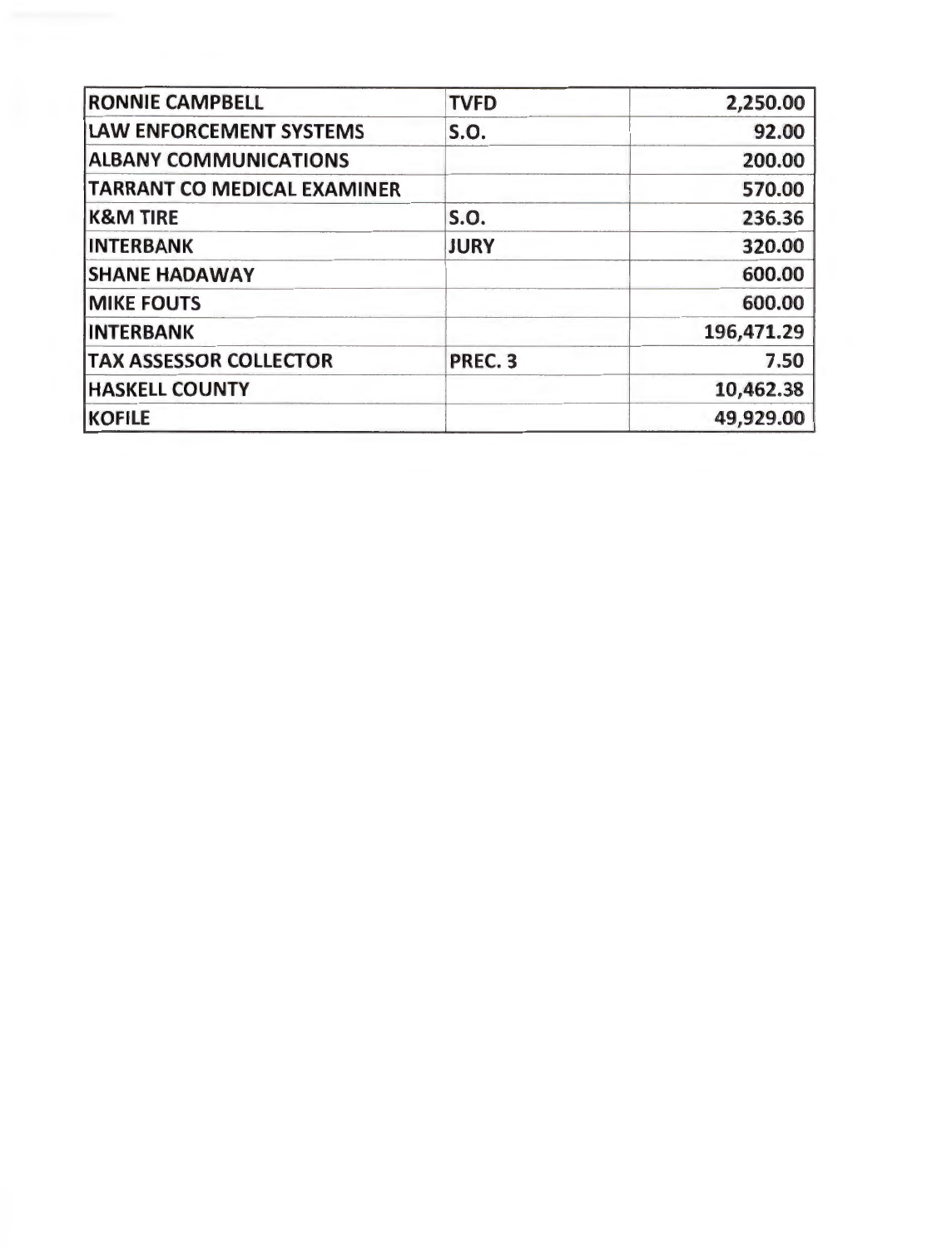| | | |
|---|---|---|
| RONNIE CAMPBELL | TVFD | 2,250.00 |
| LAW ENFORCEMENT SYSTEMS | S.O. | 92.00 |
| ALBANY COMMUNICATIONS | | 200.00 |
| TARRANT CO MEDICAL EXAMINER | | 570.00 |
| K&M TIRE | S.O. | 236.36 |
| INTERBANK | JURY | 320.00 |
| SHANE HADAWAY | | 600.00 |
| MIKE FOUTS | | 600.00 |
| INTERBANK | | 196,471.29 |
| TAX ASSESSOR COLLECTOR | PREC. 3 | 7.50 |
| HASKELL COUNTY | | 10,462.38 |
| KOFILE | | 49,929.00 |